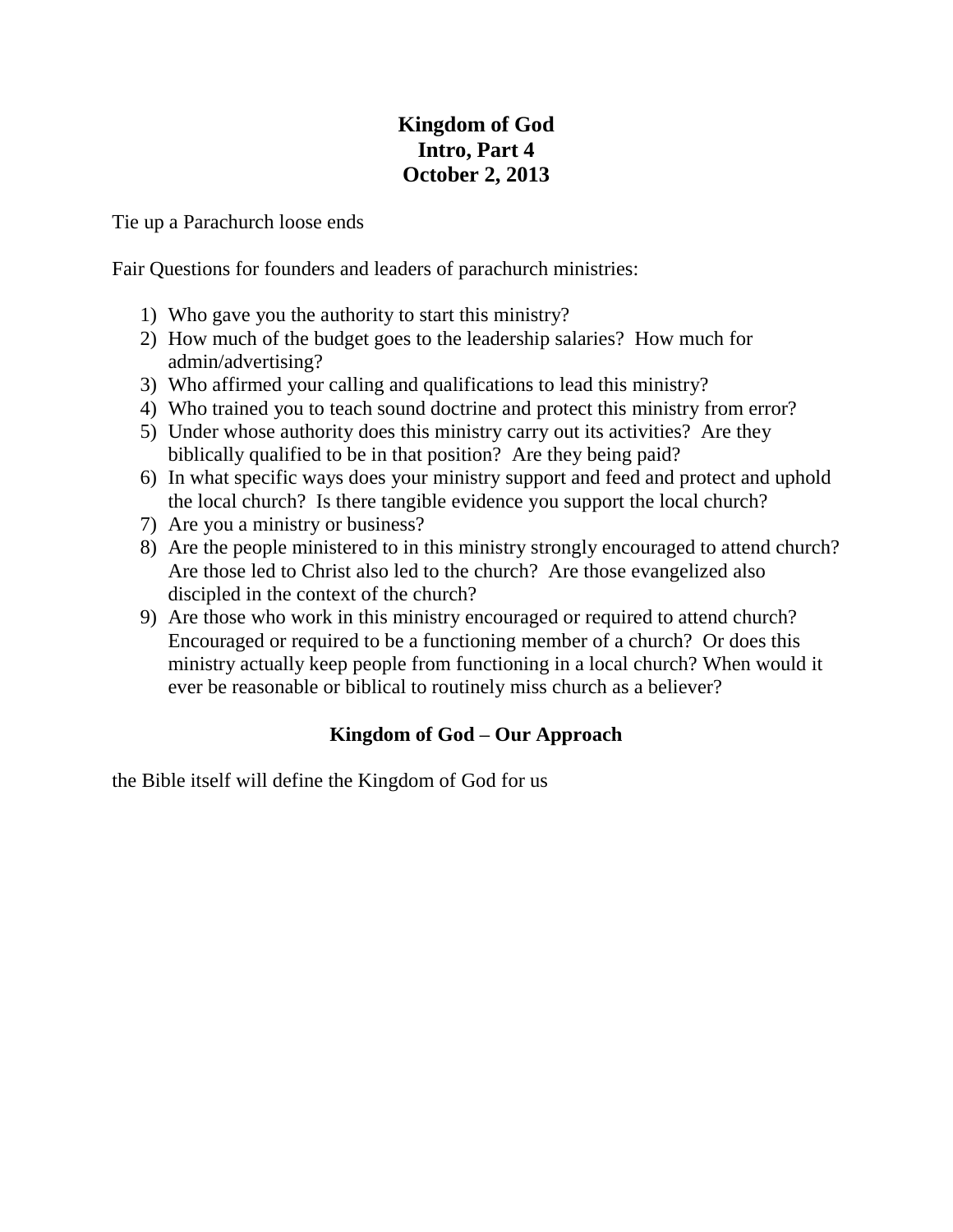# Kingdom of God
## Intro, Part 4
## October 2, 2013

Tie up a Parachurch loose ends

Fair Questions for founders and leaders of parachurch ministries:

1) Who gave you the authority to start this ministry?
2) How much of the budget goes to the leadership salaries? How much for admin/advertising?
3) Who affirmed your calling and qualifications to lead this ministry?
4) Who trained you to teach sound doctrine and protect this ministry from error?
5) Under whose authority does this ministry carry out its activities? Are they biblically qualified to be in that position? Are they being paid?
6) In what specific ways does your ministry support and feed and protect and uphold the local church? Is there tangible evidence you support the local church?
7) Are you a ministry or business?
8) Are the people ministered to in this ministry strongly encouraged to attend church? Are those led to Christ also led to the church? Are those evangelized also discipled in the context of the church?
9) Are those who work in this ministry encouraged or required to attend church? Encouraged or required to be a functioning member of a church? Or does this ministry actually keep people from functioning in a local church? When would it ever be reasonable or biblical to routinely miss church as a believer?

### Kingdom of God – Our Approach

the Bible itself will define the Kingdom of God for us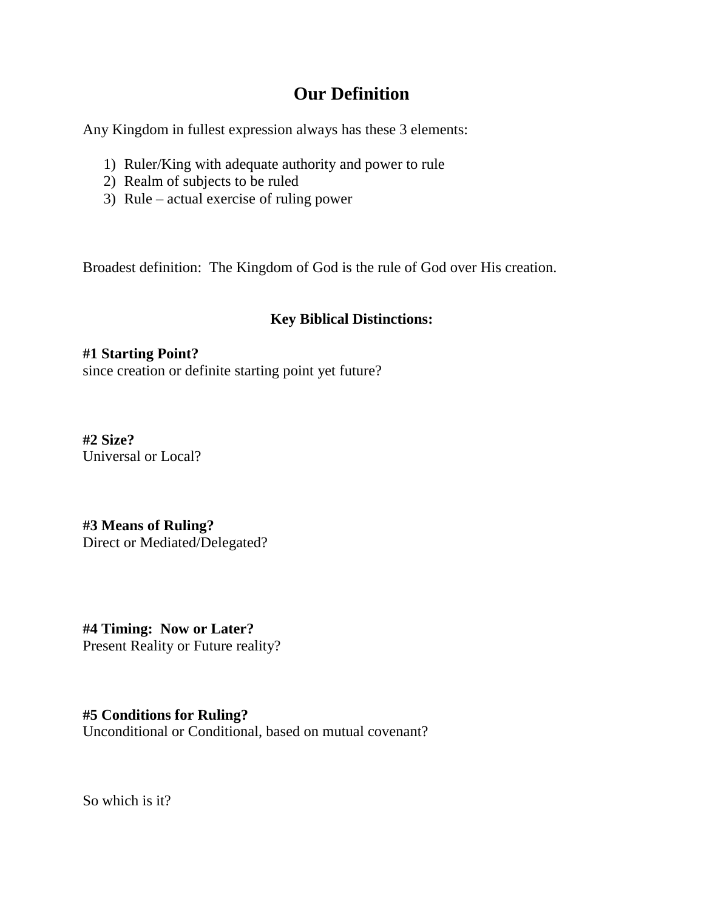# Our Definition

Any Kingdom in fullest expression always has these 3 elements:

1) Ruler/King with adequate authority and power to rule
2) Realm of subjects to be ruled
3) Rule – actual exercise of ruling power

Broadest definition: The Kingdom of God is the rule of God over His creation.

**Key Biblical Distinctions:**

**#1 Starting Point?**
since creation or definite starting point yet future?

**#2 Size?**
Universal or Local?

**#3 Means of Ruling?**
Direct or Mediated/Delegated?

**#4 Timing: Now or Later?**
Present Reality or Future reality?

**#5 Conditions for Ruling?**
Unconditional or Conditional, based on mutual covenant?

So which is it?